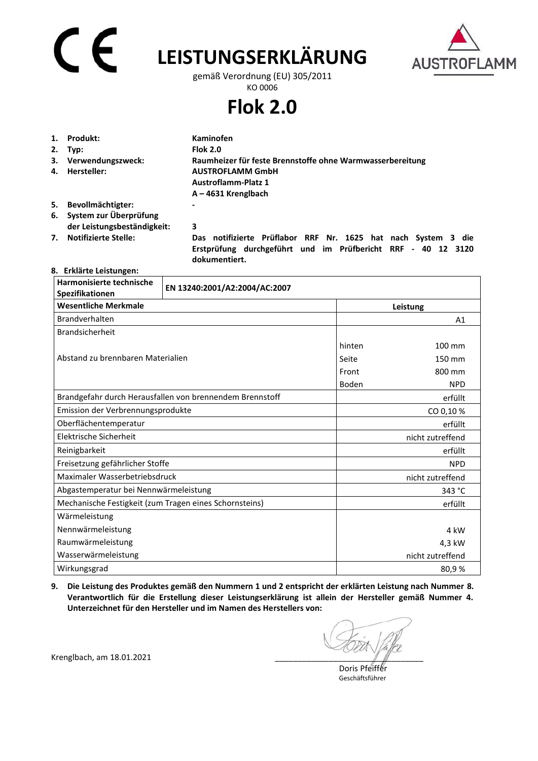# LEISTUNGSERKLÄRUNG

gemäß Verordnung (EU) 305/2011

KO 0006

# Flok 2.0

1. **Produkt:** **Kaminofen**
2. **Typ:** **Flok 2.0**
3. **Verwendungszweck:** **Raumheizer für feste Brennstoffe ohne Warmwasserbereitung**
4. **Hersteller:** **AUSTROFLAMM GmbH**
   **Austroflamm-Platz 1**
   **A – 4631 Krenglbach**
5. **Bevollmächtigter:** **-**
6. **System zur Überprüfung der Leistungsbeständigkeit:** **3**
7. **Notifizierte Stelle:** **Das notifizierte Prüflabor RRF Nr. 1625 hat nach System 3 die Erstprüfung durchgeführt und im Prüfbericht RRF - 40 12 3120 dokumentiert.**

8. **Erklärte Leistungen:**

| **Harmonisierte technische Spezifikationen** | **EN 13240:2001/A2:2004/AC:2007** | |
|---|---|---|
| **Wesentliche Merkmale** | **Leistung** | |
| Brandverhalten | | A1 |
| Brandsicherheit | | |
| Abstand zu brennbaren Materialien | hinten | 100 mm |
| | Seite | 150 mm |
| | Front | 800 mm |
| | Boden | NPD |
| Brandgefahr durch Herausfallen von brennendem Brennstoff | | erfüllt |
| Emission der Verbrennungsprodukte | | CO 0,10 % |
| Oberflächentemperatur | | erfüllt |
| Elektrische Sicherheit | | nicht zutreffend |
| Reinigbarkeit | | erfüllt |
| Freisetzung gefährlicher Stoffe | | NPD |
| Maximaler Wasserbetriebsdruck | | nicht zutreffend |
| Abgastemperatur bei Nennwärmeleistung | | 343 °C |
| Mechanische Festigkeit (zum Tragen eines Schornsteins) | | erfüllt |
| Wärmeleistung | | |
| Nennwärmeleistung | | 4 kW |
| Raumwärmeleistung | | 4,3 kW |
| Wasserwärmeleistung | | nicht zutreffend |
| Wirkungsgrad | | 80,9 % |

9. **Die Leistung des Produktes gemäß den Nummern 1 und 2 entspricht der erklärten Leistung nach Nummer 8. Verantwortlich für die Erstellung dieser Leistungserklärung ist allein der Hersteller gemäß Nummer 4. Unterzeichnet für den Hersteller und im Namen des Herstellers von:**

Krenglbach, am 18.01.2021

Doris Pfeiffer
Geschäftsführer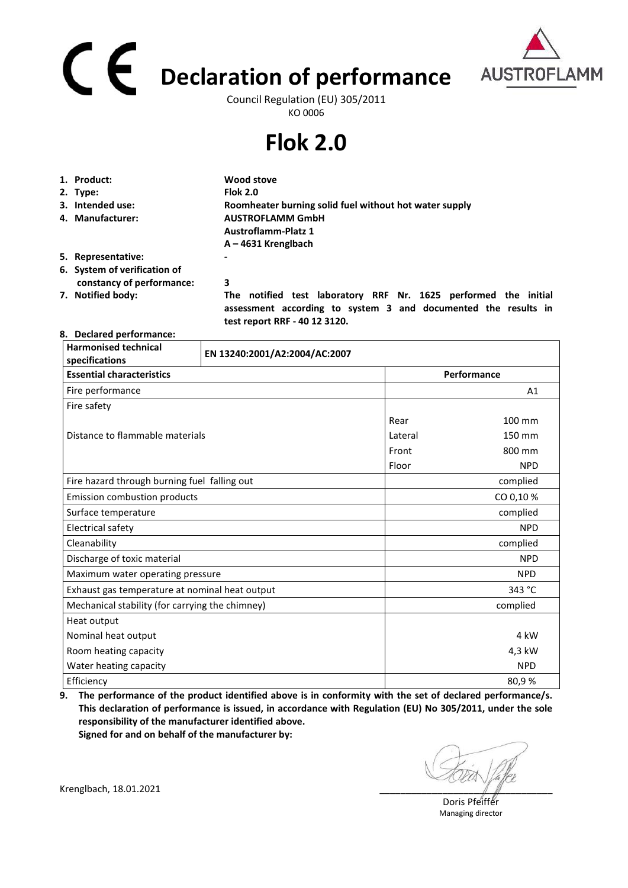# Declaration of performance

Council Regulation (EU) 305/2011
KO 0006

# Flok 2.0

1. **Product:** **Wood stove**
2. **Type:** **Flok 2.0**
3. **Intended use:** **Roomheater burning solid fuel without hot water supply**
4. **Manufacturer:** **AUSTROFLAMM GmbH**
   **Austroflamm-Platz 1**
   **A – 4631 Krenglbach**
5. **Representative:** **-**
6. **System of verification of constancy of performance:** **3**
7. **Notified body:** **The notified test laboratory RRF Nr. 1625 performed the initial assessment according to system 3 and documented the results in test report RRF - 40 12 3120.**
8. **Declared performance:**

| Harmonised technical specifications | EN 13240:2001/A2:2004/AC:2007 | |
|---|---|---|
| **Essential characteristics** | **Performance** | |
| Fire performance | | A1 |
| Fire safety | | |
| Distance to flammable materials | Rear | 100 mm |
| | Lateral | 150 mm |
| | Front | 800 mm |
| | Floor | NPD |
| Fire hazard through burning fuel falling out | | complied |
| Emission combustion products | | CO 0,10 % |
| Surface temperature | | complied |
| Electrical safety | | NPD |
| Cleanability | | complied |
| Discharge of toxic material | | NPD |
| Maximum water operating pressure | | NPD |
| Exhaust gas temperature at nominal heat output | | 343 °C |
| Mechanical stability (for carrying the chimney) | | complied |
| Heat output | | |
| Nominal heat output | | 4 kW |
| Room heating capacity | | 4,3 kW |
| Water heating capacity | | NPD |
| Efficiency | | 80,9 % |

9. **The performance of the product identified above is in conformity with the set of declared performance/s. This declaration of performance is issued, in accordance with Regulation (EU) No 305/2011, under the sole responsibility of the manufacturer identified above.**
   **Signed for and on behalf of the manufacturer by:**

Krenglbach, 18.01.2021

Doris Pfeiffer
Managing director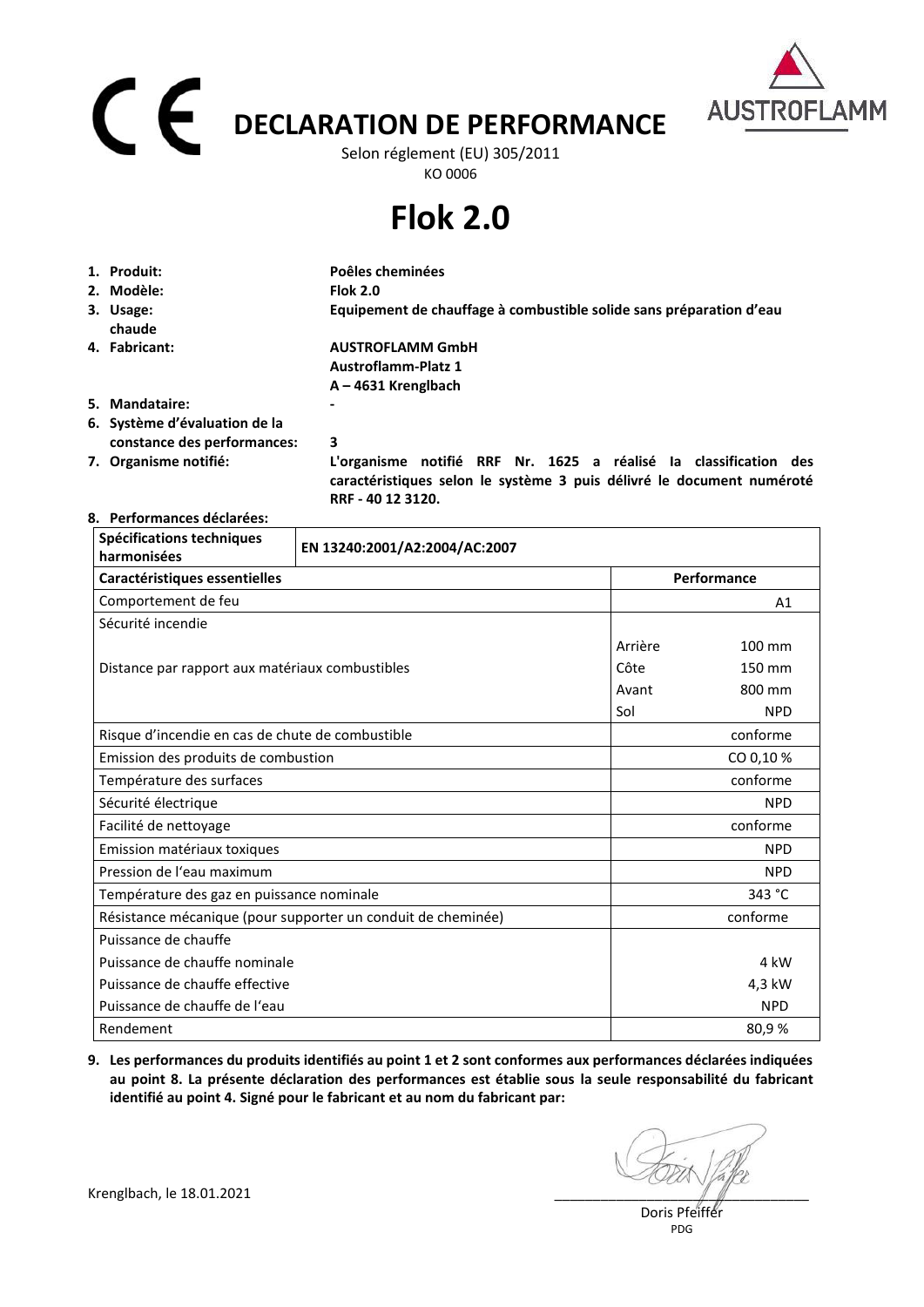# DECLARATION DE PERFORMANCE

Selon réglement (EU) 305/2011

KO 0006

# Flok 2.0

1. **Produit:** **Poêles cheminées**
2. **Modèle:** **Flok 2.0**
3. **Usage:** **Equipement de chauffage à combustible solide sans préparation d'eau chaude**
4. **Fabricant:** **AUSTROFLAMM GmbH**
   **Austroflamm-Platz 1**
   **A – 4631 Krenglbach**
5. **Mandataire:** **-**
6. **Système d'évaluation de la constance des performances:** **3**
7. **Organisme notifié:** **L'organisme notifié RRF Nr. 1625 a réalisé la classification des caractéristiques selon le système 3 puis délivré le document numéroté RRF - 40 12 3120.**
8. **Performances déclarées:**

| **Spécifications techniques harmonisées** | **EN 13240:2001/A2:2004/AC:2007** | |
|---|---|---|
| **Caractéristiques essentielles** | **Performance** | |
| Comportement de feu | | A1 |
| Sécurité incendie | | |
| Distance par rapport aux matériaux combustibles | Arrière | 100 mm |
| | Côte | 150 mm |
| | Avant | 800 mm |
| | Sol | NPD |
| Risque d'incendie en cas de chute de combustible | | conforme |
| Emission des produits de combustion | | CO 0,10 % |
| Température des surfaces | | conforme |
| Sécurité électrique | | NPD |
| Facilité de nettoyage | | conforme |
| Emission matériaux toxiques | | NPD |
| Pression de l'eau maximum | | NPD |
| Température des gaz en puissance nominale | | 343 °C |
| Résistance mécanique (pour supporter un conduit de cheminée) | | conforme |
| Puissance de chauffe | | |
| Puissance de chauffe nominale | | 4 kW |
| Puissance de chauffe effective | | 4,3 kW |
| Puissance de chauffe de l'eau | | NPD |
| Rendement | | 80,9 % |

9. **Les performances du produits identifiés au point 1 et 2 sont conformes aux performances déclarées indiquées au point 8. La présente déclaration des performances est établie sous la seule responsabilité du fabricant identifié au point 4. Signé pour le fabricant et au nom du fabricant par:**

Krenglbach, le 18.01.2021

Doris Pfeiffer

PDG